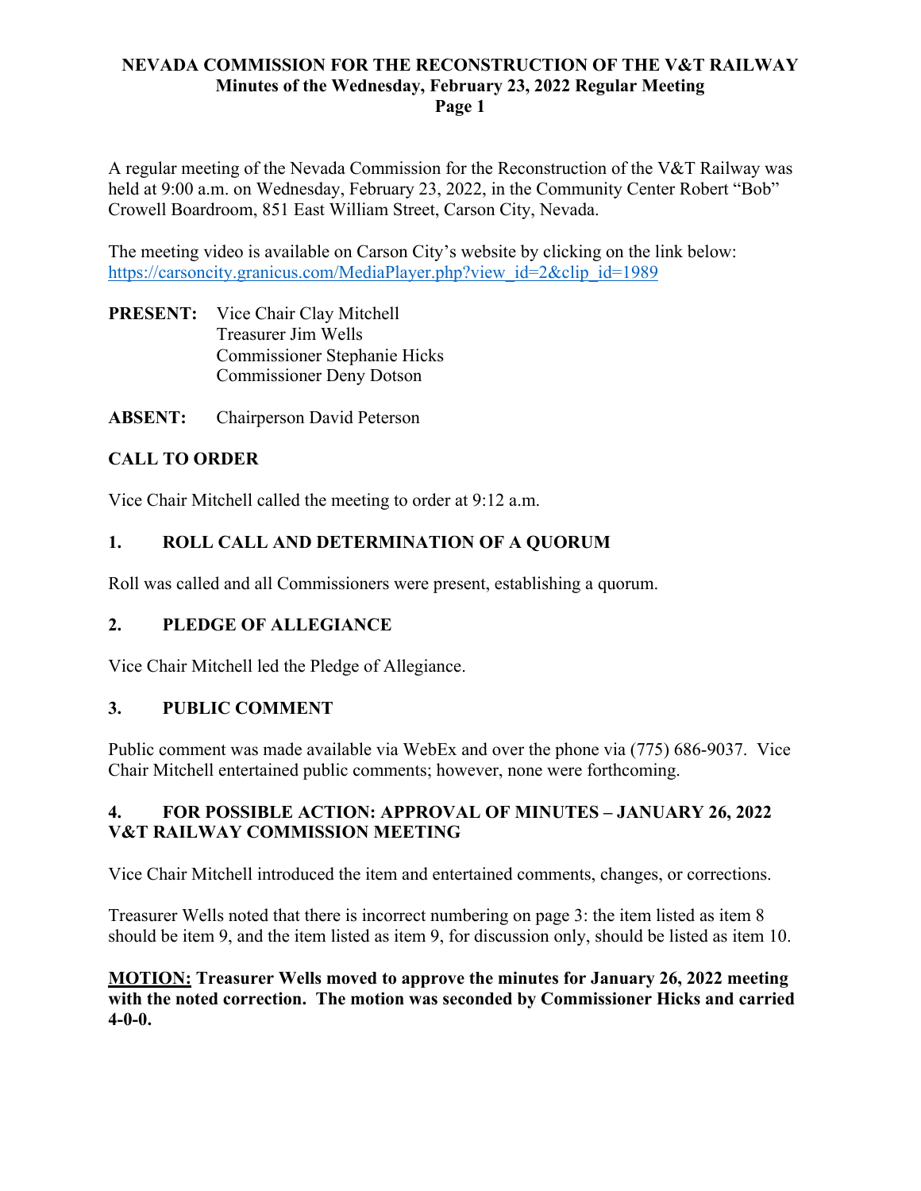# NEVADA COMMISSION FOR THE RECONSTRUCTION OF THE V&T RAILWAY
## Minutes of the Wednesday, February 23, 2022 Regular Meeting

A regular meeting of the Nevada Commission for the Reconstruction of the V&T Railway was held at 9:00 a.m. on Wednesday, February 23, 2022, in the Community Center Robert "Bob" Crowell Boardroom, 851 East William Street, Carson City, Nevada.

The meeting video is available on Carson City's website by clicking on the link below:
https://carsoncity.granicus.com/MediaPlayer.php?view_id=2&clip_id=1989

**PRESENT:** Vice Chair Clay Mitchell
Treasurer Jim Wells
Commissioner Stephanie Hicks
Commissioner Deny Dotson

**ABSENT:** Chairperson David Peterson

### CALL TO ORDER

Vice Chair Mitchell called the meeting to order at 9:12 a.m.

### 1. ROLL CALL AND DETERMINATION OF A QUORUM

Roll was called and all Commissioners were present, establishing a quorum.

### 2. PLEDGE OF ALLEGIANCE

Vice Chair Mitchell led the Pledge of Allegiance.

### 3. PUBLIC COMMENT

Public comment was made available via WebEx and over the phone via (775) 686-9037. Vice Chair Mitchell entertained public comments; however, none were forthcoming.

### 4. FOR POSSIBLE ACTION: APPROVAL OF MINUTES – JANUARY 26, 2022 V&T RAILWAY COMMISSION MEETING

Vice Chair Mitchell introduced the item and entertained comments, changes, or corrections.

Treasurer Wells noted that there is incorrect numbering on page 3: the item listed as item 8 should be item 9, and the item listed as item 9, for discussion only, should be listed as item 10.

**MOTION: Treasurer Wells moved to approve the minutes for January 26, 2022 meeting with the noted correction. The motion was seconded by Commissioner Hicks and carried 4-0-0.**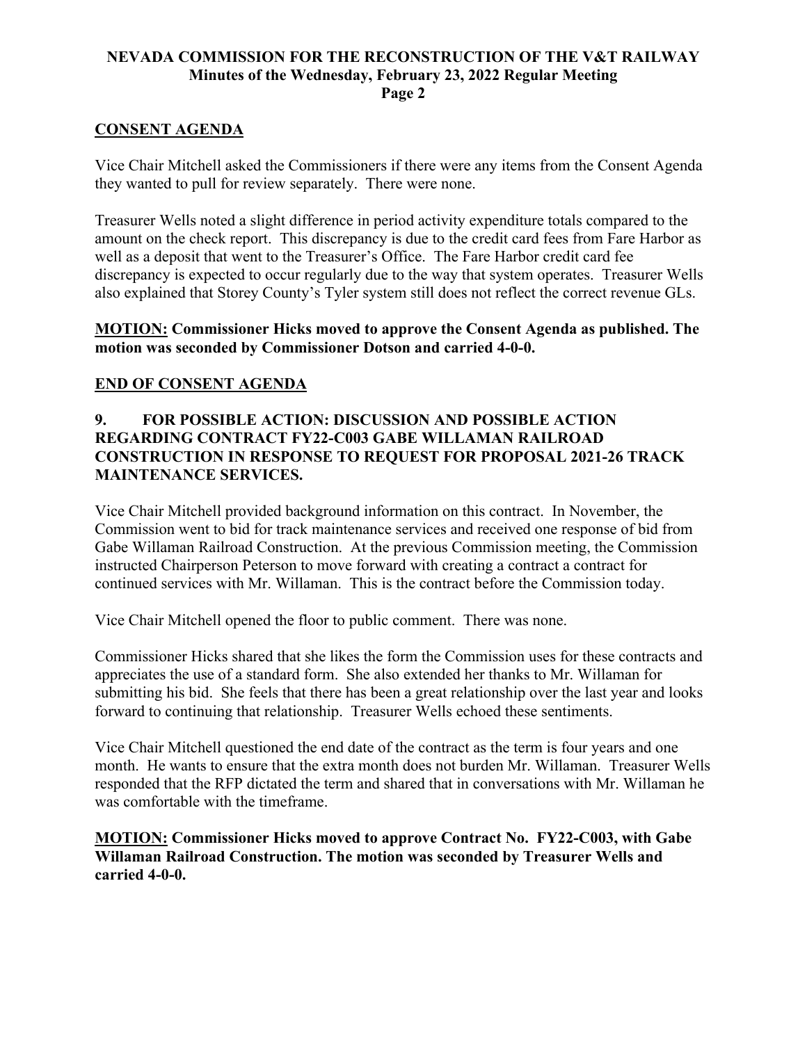## CONSENT AGENDA

Vice Chair Mitchell asked the Commissioners if there were any items from the Consent Agenda they wanted to pull for review separately. There were none.

Treasurer Wells noted a slight difference in period activity expenditure totals compared to the amount on the check report. This discrepancy is due to the credit card fees from Fare Harbor as well as a deposit that went to the Treasurer's Office. The Fare Harbor credit card fee discrepancy is expected to occur regularly due to the way that system operates. Treasurer Wells also explained that Storey County's Tyler system still does not reflect the correct revenue GLs.

**MOTION: Commissioner Hicks moved to approve the Consent Agenda as published. The motion was seconded by Commissioner Dotson and carried 4-0-0.**

## END OF CONSENT AGENDA

### 9. FOR POSSIBLE ACTION: DISCUSSION AND POSSIBLE ACTION REGARDING CONTRACT FY22-C003 GABE WILLAMAN RAILROAD CONSTRUCTION IN RESPONSE TO REQUEST FOR PROPOSAL 2021-26 TRACK MAINTENANCE SERVICES.

Vice Chair Mitchell provided background information on this contract. In November, the Commission went to bid for track maintenance services and received one response of bid from Gabe Willaman Railroad Construction. At the previous Commission meeting, the Commission instructed Chairperson Peterson to move forward with creating a contract a contract for continued services with Mr. Willaman. This is the contract before the Commission today.

Vice Chair Mitchell opened the floor to public comment. There was none.

Commissioner Hicks shared that she likes the form the Commission uses for these contracts and appreciates the use of a standard form. She also extended her thanks to Mr. Willaman for submitting his bid. She feels that there has been a great relationship over the last year and looks forward to continuing that relationship. Treasurer Wells echoed these sentiments.

Vice Chair Mitchell questioned the end date of the contract as the term is four years and one month. He wants to ensure that the extra month does not burden Mr. Willaman. Treasurer Wells responded that the RFP dictated the term and shared that in conversations with Mr. Willaman he was comfortable with the timeframe.

**MOTION: Commissioner Hicks moved to approve Contract No. FY22-C003, with Gabe Willaman Railroad Construction. The motion was seconded by Treasurer Wells and carried 4-0-0.**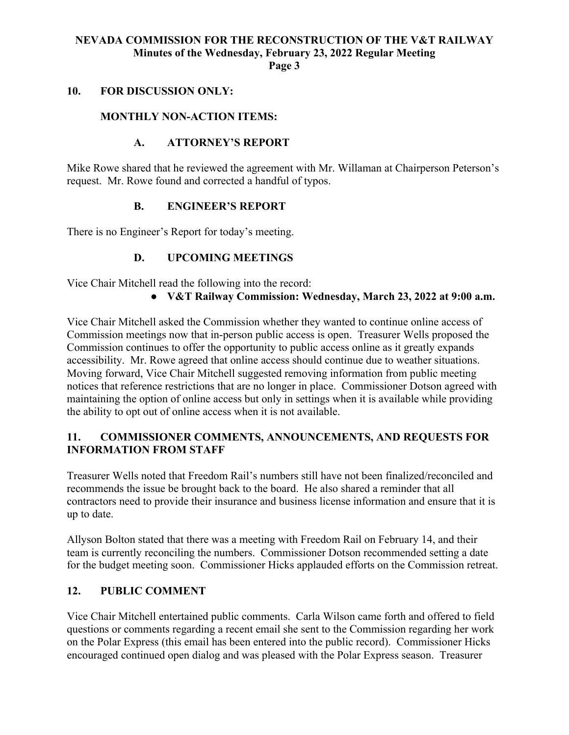## 10. FOR DISCUSSION ONLY:

### MONTHLY NON-ACTION ITEMS:

#### A. ATTORNEY'S REPORT

Mike Rowe shared that he reviewed the agreement with Mr. Willaman at Chairperson Peterson's request. Mr. Rowe found and corrected a handful of typos.

#### B. ENGINEER'S REPORT

There is no Engineer's Report for today's meeting.

#### D. UPCOMING MEETINGS

Vice Chair Mitchell read the following into the record:

- **V&T Railway Commission: Wednesday, March 23, 2022 at 9:00 a.m.**

Vice Chair Mitchell asked the Commission whether they wanted to continue online access of Commission meetings now that in-person public access is open. Treasurer Wells proposed the Commission continues to offer the opportunity to public access online as it greatly expands accessibility. Mr. Rowe agreed that online access should continue due to weather situations. Moving forward, Vice Chair Mitchell suggested removing information from public meeting notices that reference restrictions that are no longer in place. Commissioner Dotson agreed with maintaining the option of online access but only in settings when it is available while providing the ability to opt out of online access when it is not available.

## 11. COMMISSIONER COMMENTS, ANNOUNCEMENTS, AND REQUESTS FOR INFORMATION FROM STAFF

Treasurer Wells noted that Freedom Rail's numbers still have not been finalized/reconciled and recommends the issue be brought back to the board. He also shared a reminder that all contractors need to provide their insurance and business license information and ensure that it is up to date.

Allyson Bolton stated that there was a meeting with Freedom Rail on February 14, and their team is currently reconciling the numbers. Commissioner Dotson recommended setting a date for the budget meeting soon. Commissioner Hicks applauded efforts on the Commission retreat.

## 12. PUBLIC COMMENT

Vice Chair Mitchell entertained public comments. Carla Wilson came forth and offered to field questions or comments regarding a recent email she sent to the Commission regarding her work on the Polar Express (this email has been entered into the public record). Commissioner Hicks encouraged continued open dialog and was pleased with the Polar Express season. Treasurer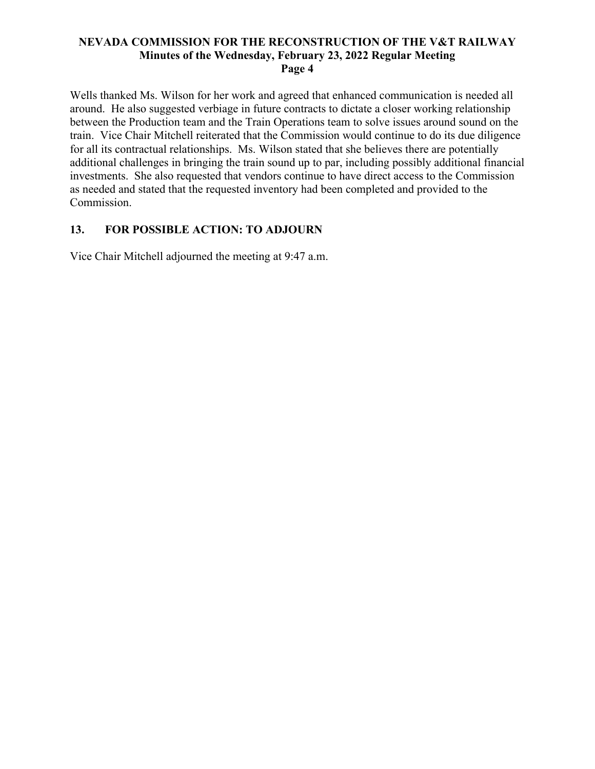Wells thanked Ms. Wilson for her work and agreed that enhanced communication is needed all around. He also suggested verbiage in future contracts to dictate a closer working relationship between the Production team and the Train Operations team to solve issues around sound on the train. Vice Chair Mitchell reiterated that the Commission would continue to do its due diligence for all its contractual relationships. Ms. Wilson stated that she believes there are potentially additional challenges in bringing the train sound up to par, including possibly additional financial investments. She also requested that vendors continue to have direct access to the Commission as needed and stated that the requested inventory had been completed and provided to the Commission.

## 13. FOR POSSIBLE ACTION: TO ADJOURN

Vice Chair Mitchell adjourned the meeting at 9:47 a.m.